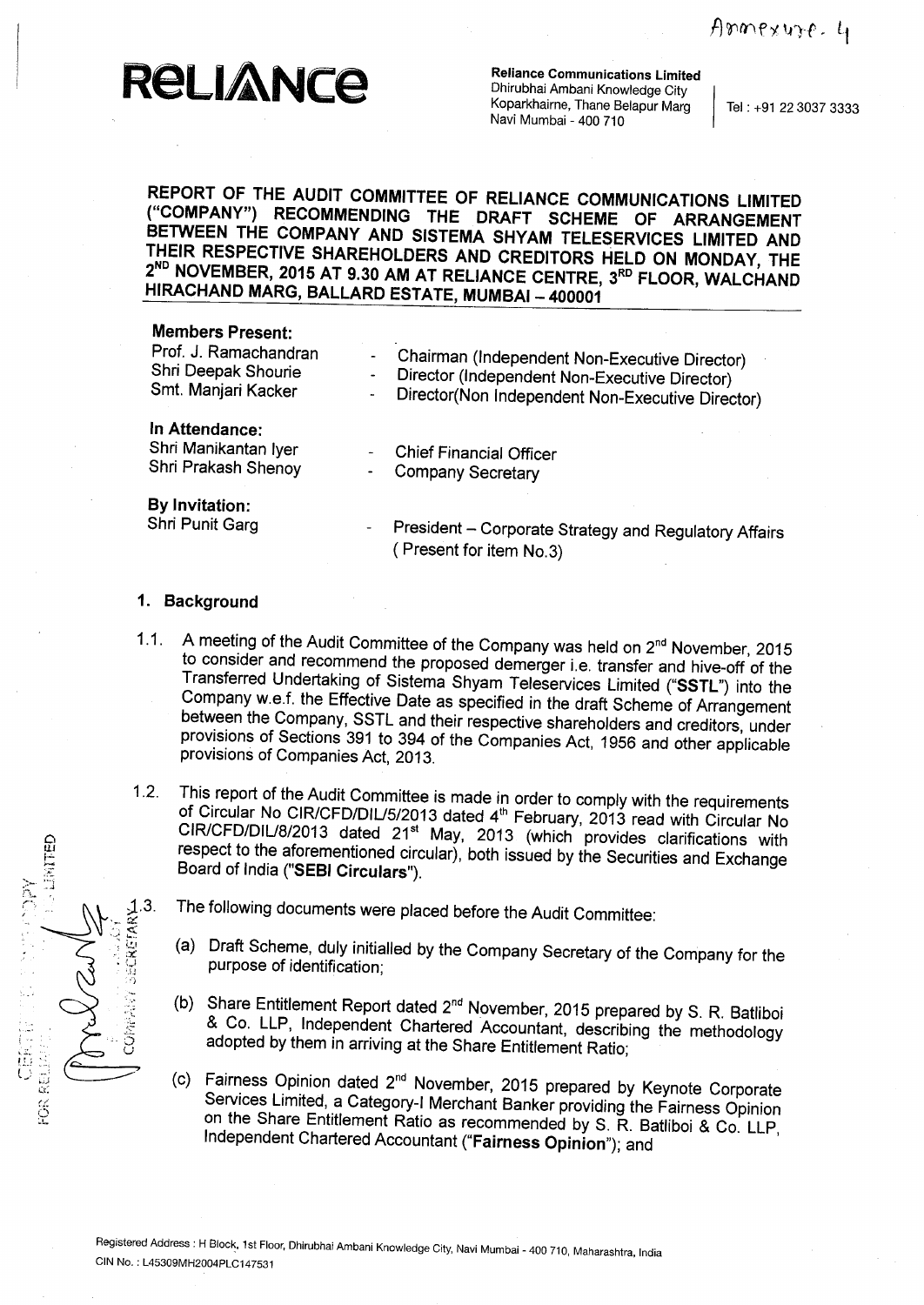Annexure. 4

**RELIANCE**

**Reliance Communications Limited**
Dhirubhai Ambani Knowledge City
Koparkhairne, Thane Belapur Marg
Navi Mumbai - 400 710

Tel : +91 22 3037 3333

## REPORT OF THE AUDIT COMMITTEE OF RELIANCE COMMUNICATIONS LIMITED ("COMPANY") RECOMMENDING THE DRAFT SCHEME OF ARRANGEMENT BETWEEN THE COMPANY AND SISTEMA SHYAM TELESERVICES LIMITED AND THEIR RESPECTIVE SHAREHOLDERS AND CREDITORS HELD ON MONDAY, THE 2ND NOVEMBER, 2015 AT 9.30 AM AT RELIANCE CENTRE, 3RD FLOOR, WALCHAND HIRACHAND MARG, BALLARD ESTATE, MUMBAI – 400001

**Members Present:**

| | | |
|---|---|---|
| Prof. J. Ramachandran | - | Chairman (Independent Non-Executive Director) |
| Shri Deepak Shourie | - | Director (Independent Non-Executive Director) |
| Smt. Manjari Kacker | - | Director(Non Independent Non-Executive Director) |

**In Attendance:**

| | | |
|---|---|---|
| Shri Manikantan Iyer | - | Chief Financial Officer |
| Shri Prakash Shenoy | - | Company Secretary |

**By Invitation:**

| | | |
|---|---|---|
| Shri Punit Garg | - | President – Corporate Strategy and Regulatory Affairs (Present for item No.3) |

### 1. Background

1.1. A meeting of the Audit Committee of the Company was held on 2nd November, 2015 to consider and recommend the proposed demerger i.e. transfer and hive-off of the Transferred Undertaking of Sistema Shyam Teleservices Limited ("**SSTL**") into the Company w.e.f. the Effective Date as specified in the draft Scheme of Arrangement between the Company, SSTL and their respective shareholders and creditors, under provisions of Sections 391 to 394 of the Companies Act, 1956 and other applicable provisions of Companies Act, 2013.

1.2. This report of the Audit Committee is made in order to comply with the requirements of Circular No CIR/CFD/DIL/5/2013 dated 4th February, 2013 read with Circular No CIR/CFD/DIL/8/2013 dated 21st May, 2013 (which provides clarifications with respect to the aforementioned circular), both issued by the Securities and Exchange Board of India ("**SEBI Circulars**").

1.3. The following documents were placed before the Audit Committee:

(a) Draft Scheme, duly initialled by the Company Secretary of the Company for the purpose of identification;

(b) Share Entitlement Report dated 2nd November, 2015 prepared by S. R. Batliboi & Co. LLP, Independent Chartered Accountant, describing the methodology adopted by them in arriving at the Share Entitlement Ratio;

(c) Fairness Opinion dated 2nd November, 2015 prepared by Keynote Corporate Services Limited, a Category-I Merchant Banker providing the Fairness Opinion on the Share Entitlement Ratio as recommended by S. R. Batliboi & Co. LLP, Independent Chartered Accountant ("**Fairness Opinion**"); and

Registered Address : H Block, 1st Floor, Dhirubhai Ambani Knowledge City, Navi Mumbai - 400 710, Maharashtra, India
CIN No. : L45309MH2004PLC147531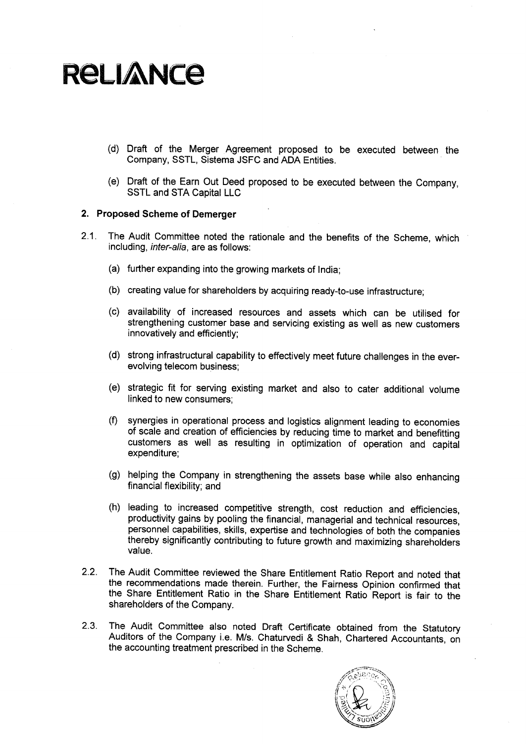# RELIANCE

(d) Draft of the Merger Agreement proposed to be executed between the Company, SSTL, Sistema JSFC and ADA Entities.

(e) Draft of the Earn Out Deed proposed to be executed between the Company, SSTL and STA Capital LLC

## 2. Proposed Scheme of Demerger

2.1. The Audit Committee noted the rationale and the benefits of the Scheme, which including, *inter-alia*, are as follows:

(a) further expanding into the growing markets of India;

(b) creating value for shareholders by acquiring ready-to-use infrastructure;

(c) availability of increased resources and assets which can be utilised for strengthening customer base and servicing existing as well as new customers innovatively and efficiently;

(d) strong infrastructural capability to effectively meet future challenges in the ever-evolving telecom business;

(e) strategic fit for serving existing market and also to cater additional volume linked to new consumers;

(f) synergies in operational process and logistics alignment leading to economies of scale and creation of efficiencies by reducing time to market and benefitting customers as well as resulting in optimization of operation and capital expenditure;

(g) helping the Company in strengthening the assets base while also enhancing financial flexibility; and

(h) leading to increased competitive strength, cost reduction and efficiencies, productivity gains by pooling the financial, managerial and technical resources, personnel capabilities, skills, expertise and technologies of both the companies thereby significantly contributing to future growth and maximizing shareholders value.

2.2. The Audit Committee reviewed the Share Entitlement Ratio Report and noted that the recommendations made therein. Further, the Fairness Opinion confirmed that the Share Entitlement Ratio in the Share Entitlement Ratio Report is fair to the shareholders of the Company.

2.3. The Audit Committee also noted Draft Certificate obtained from the Statutory Auditors of the Company i.e. M/s. Chaturvedi & Shah, Chartered Accountants, on the accounting treatment prescribed in the Scheme.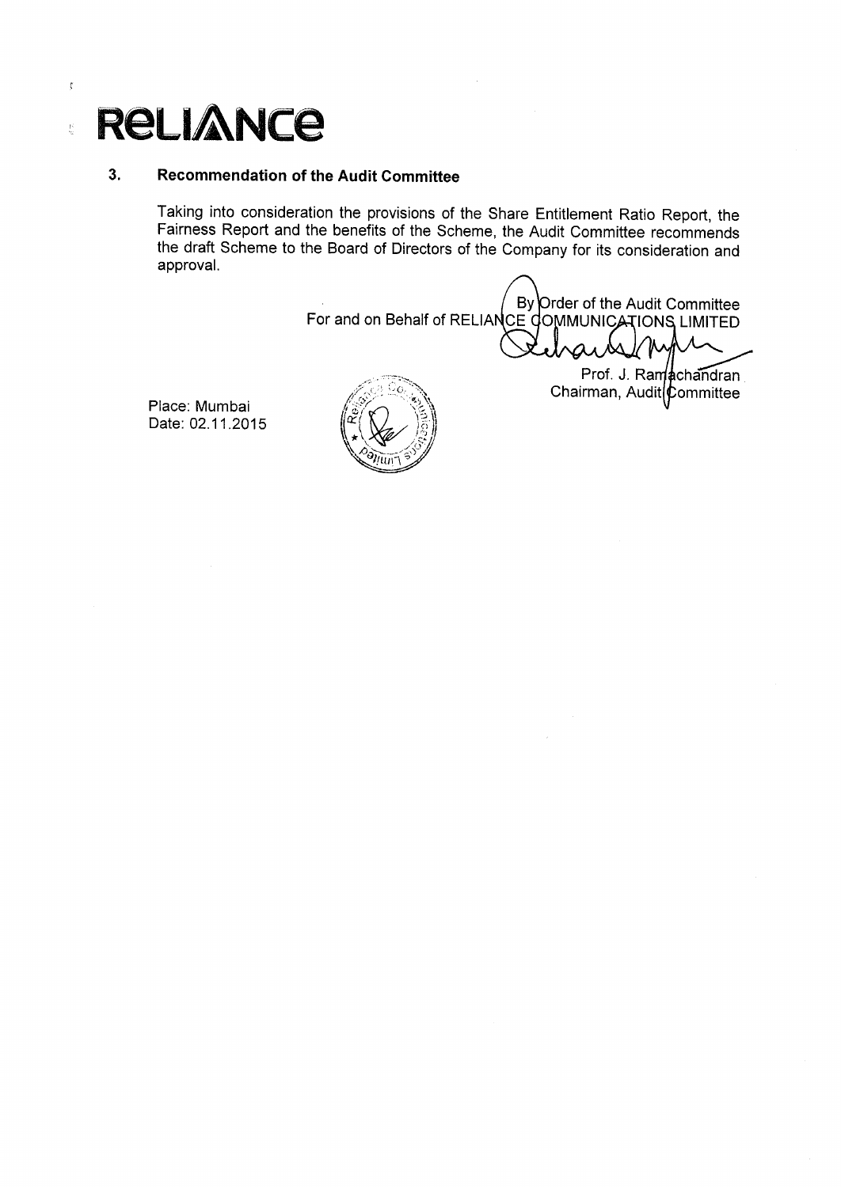## 3. Recommendation of the Audit Committee

Taking into consideration the provisions of the Share Entitlement Ratio Report, the Fairness Report and the benefits of the Scheme, the Audit Committee recommends the draft Scheme to the Board of Directors of the Company for its consideration and approval.

By Order of the Audit Committee
For and on Behalf of RELIANCE COMMUNICATIONS LIMITED

Prof. J. Ramachandran
Chairman, Audit Committee

Place: Mumbai
Date: 02.11.2015